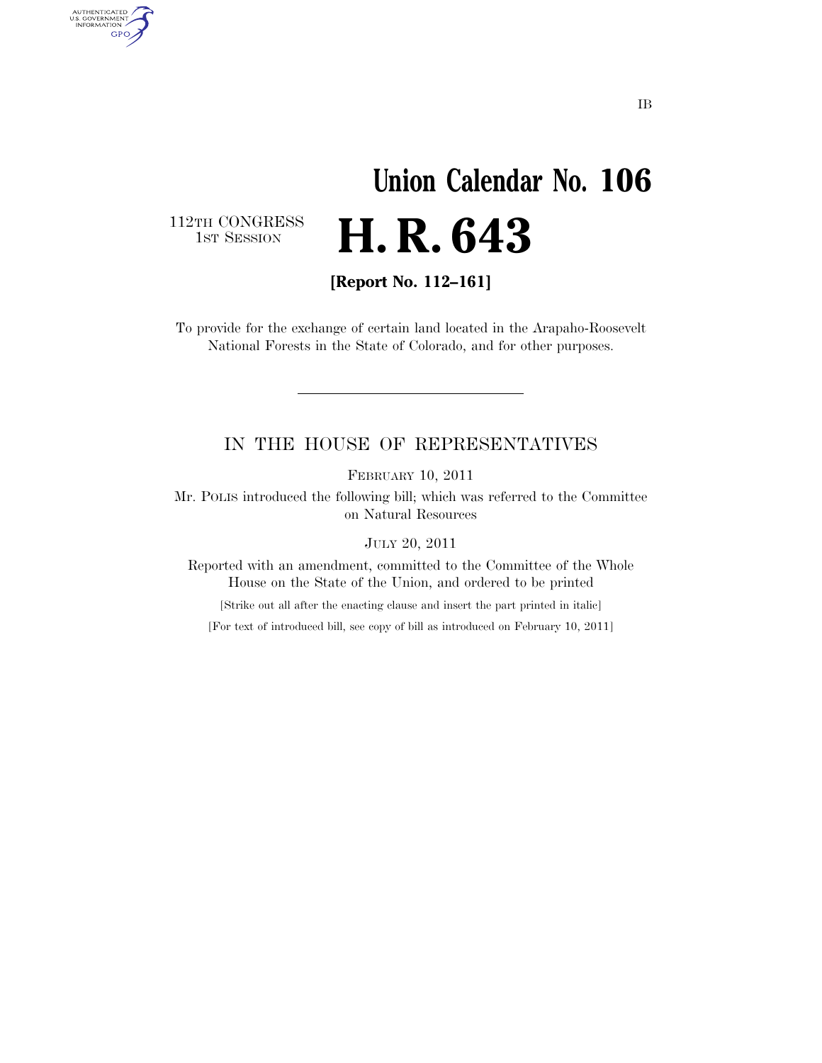IB

# Union Calendar No. 106

112TH CONGRESS
1ST SESSION

# H. R. 643

**[Report No. 112–161]**

To provide for the exchange of certain land located in the Arapaho-Roosevelt National Forests in the State of Colorado, and for other purposes.

---

## IN THE HOUSE OF REPRESENTATIVES

FEBRUARY 10, 2011

Mr. POLIS introduced the following bill; which was referred to the Committee on Natural Resources

JULY 20, 2011

Reported with an amendment, committed to the Committee of the Whole House on the State of the Union, and ordered to be printed

[Strike out all after the enacting clause and insert the part printed in italic]

[For text of introduced bill, see copy of bill as introduced on February 10, 2011]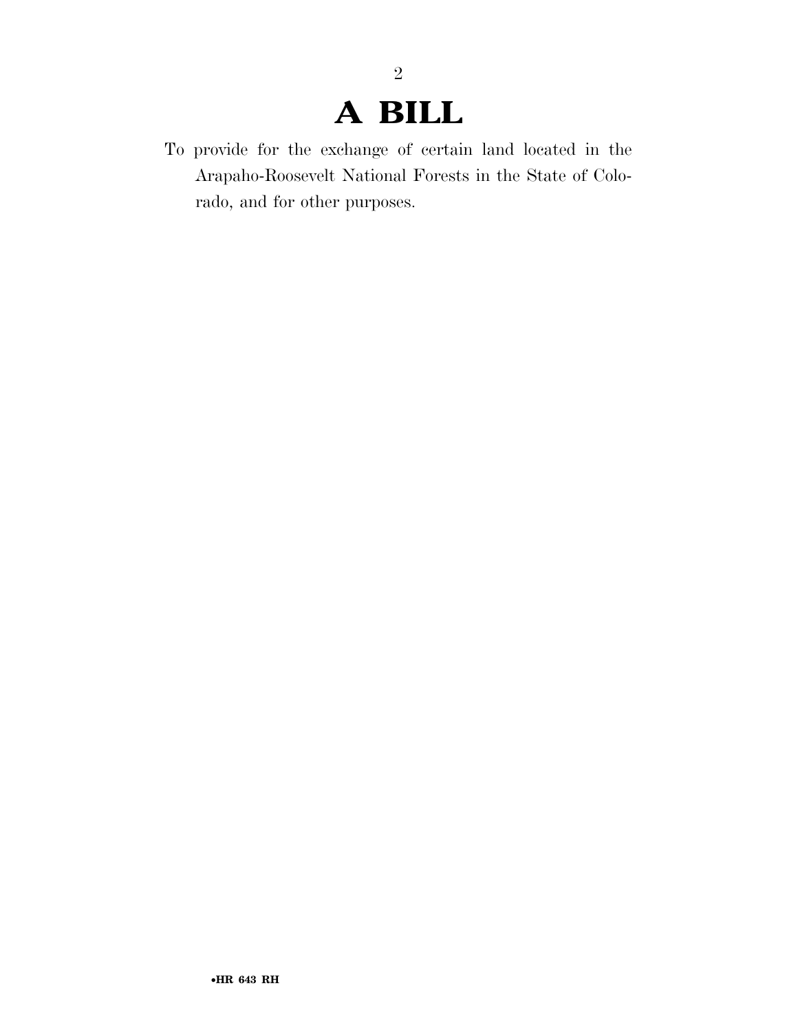# A BILL

To provide for the exchange of certain land located in the Arapaho-Roosevelt National Forests in the State of Colorado, and for other purposes.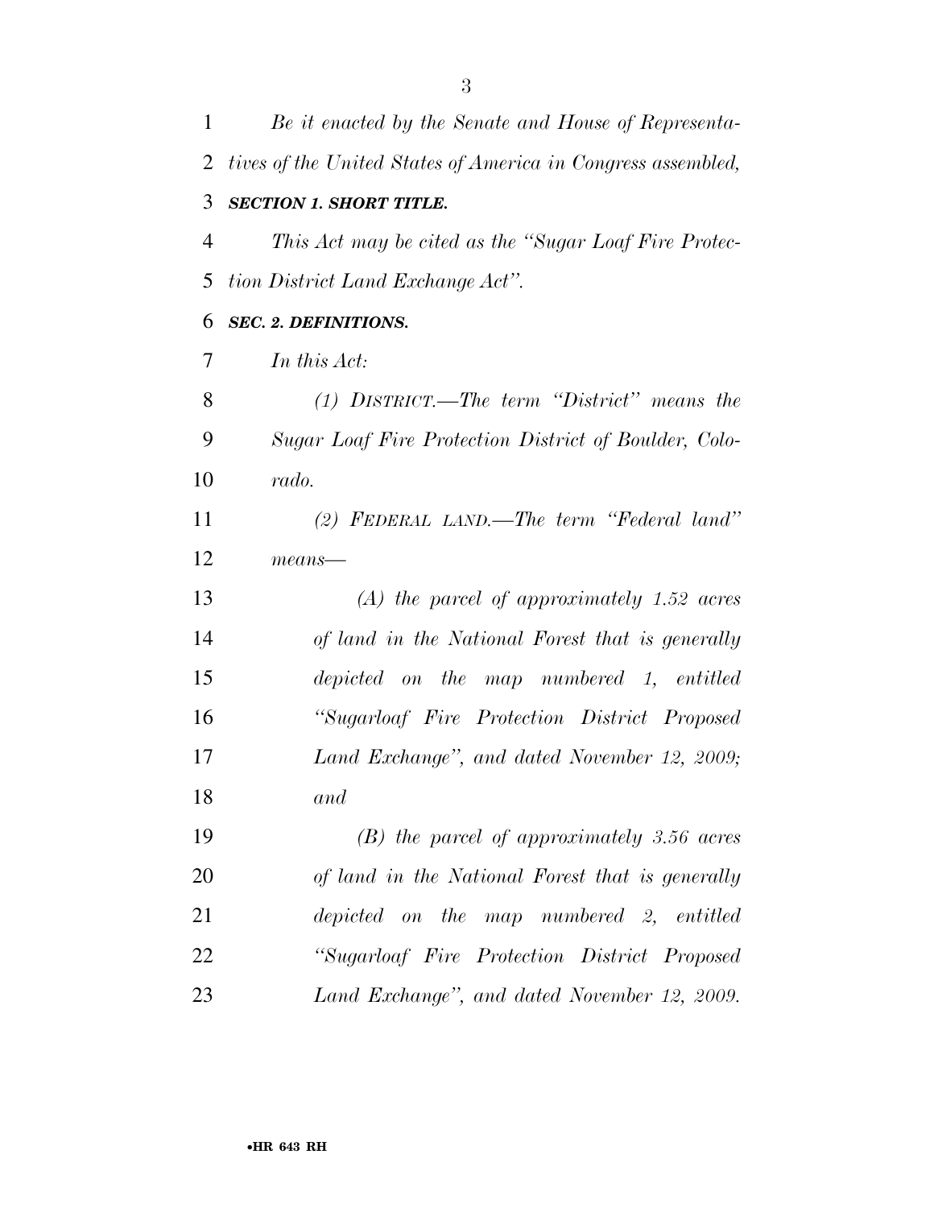*Be it enacted by the Senate and House of Representatives of the United States of America in Congress assembled,*

***SECTION 1. SHORT TITLE.***

*This Act may be cited as the "Sugar Loaf Fire Protection District Land Exchange Act".*

***SEC. 2. DEFINITIONS.***

*In this Act:*

*(1) DISTRICT.—The term "District" means the Sugar Loaf Fire Protection District of Boulder, Colorado.*

*(2) FEDERAL LAND.—The term "Federal land" means—*

*(A) the parcel of approximately 1.52 acres of land in the National Forest that is generally depicted on the map numbered 1, entitled "Sugarloaf Fire Protection District Proposed Land Exchange", and dated November 12, 2009; and*

*(B) the parcel of approximately 3.56 acres of land in the National Forest that is generally depicted on the map numbered 2, entitled "Sugarloaf Fire Protection District Proposed Land Exchange", and dated November 12, 2009.*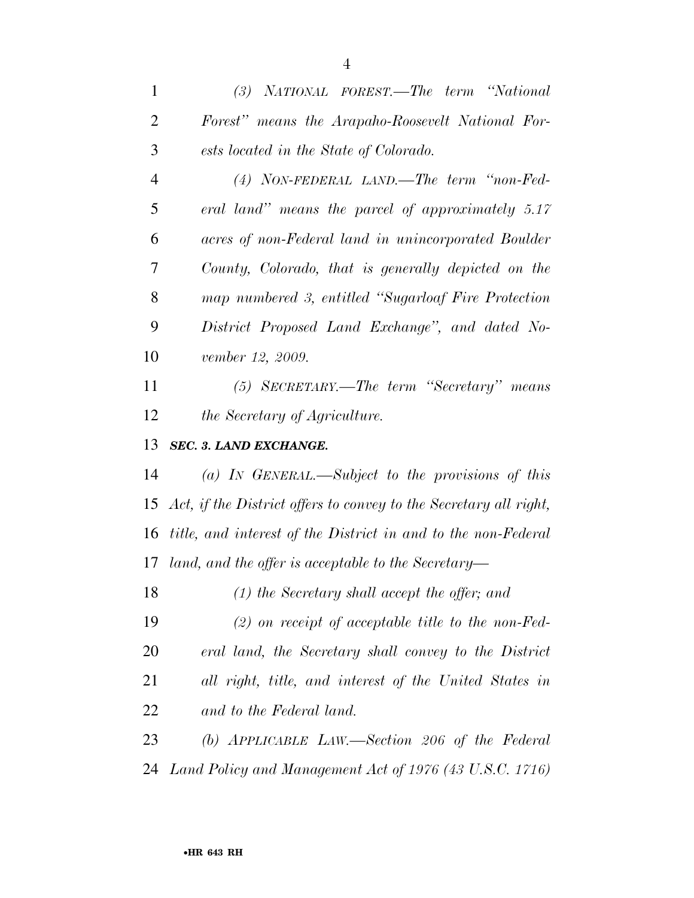*(3) NATIONAL FOREST.—The term "National Forest" means the Arapaho-Roosevelt National Forests located in the State of Colorado.*

*(4) NON-FEDERAL LAND.—The term "non-Federal land" means the parcel of approximately 5.17 acres of non-Federal land in unincorporated Boulder County, Colorado, that is generally depicted on the map numbered 3, entitled "Sugarloaf Fire Protection District Proposed Land Exchange", and dated November 12, 2009.*

*(5) SECRETARY.—The term "Secretary" means the Secretary of Agriculture.*

***SEC. 3. LAND EXCHANGE.***

*(a) IN GENERAL.—Subject to the provisions of this Act, if the District offers to convey to the Secretary all right, title, and interest of the District in and to the non-Federal land, and the offer is acceptable to the Secretary—*

*(1) the Secretary shall accept the offer; and*

*(2) on receipt of acceptable title to the non-Federal land, the Secretary shall convey to the District all right, title, and interest of the United States in and to the Federal land.*

*(b) APPLICABLE LAW.—Section 206 of the Federal Land Policy and Management Act of 1976 (43 U.S.C. 1716)*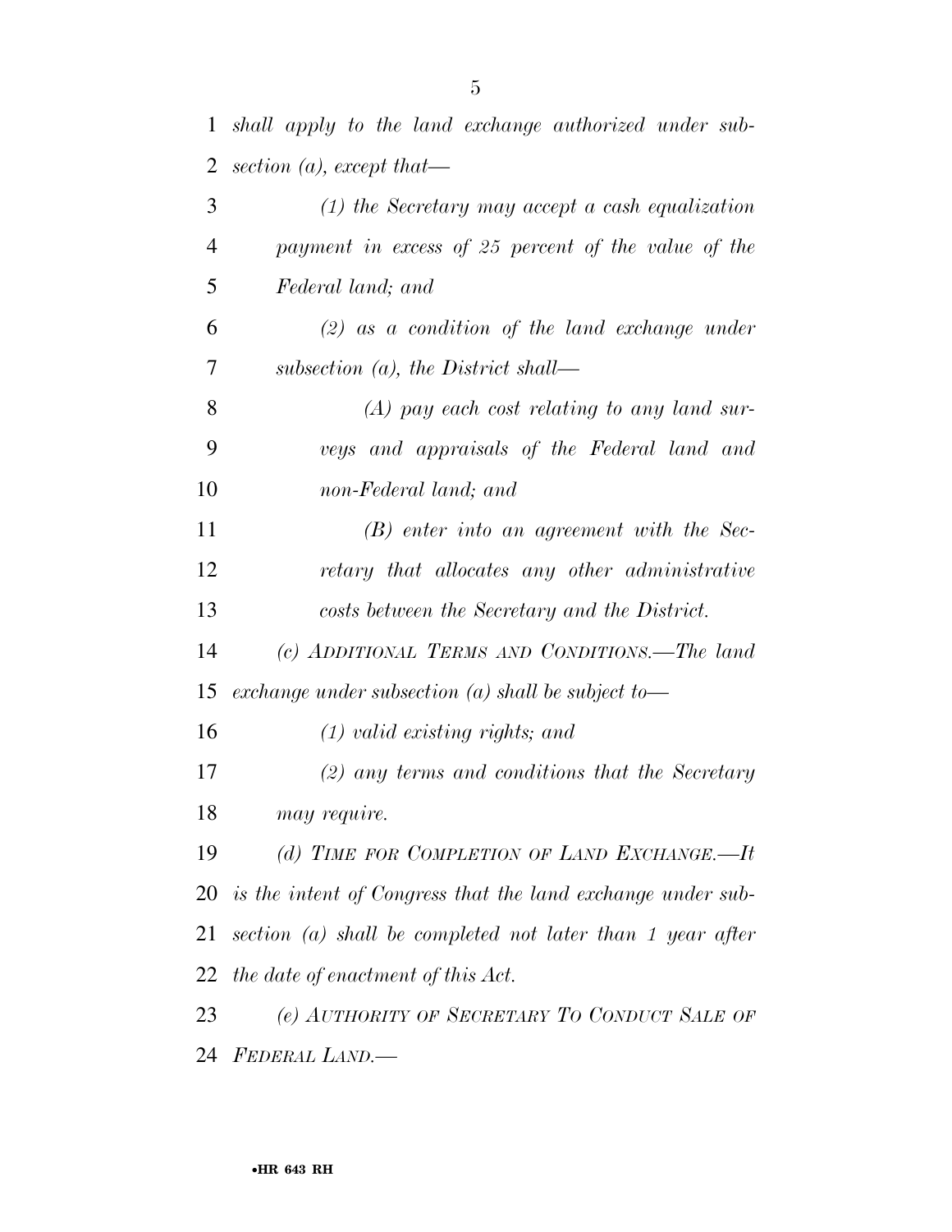*shall apply to the land exchange authorized under subsection (a), except that—*

*(1) the Secretary may accept a cash equalization payment in excess of 25 percent of the value of the Federal land; and*

*(2) as a condition of the land exchange under subsection (a), the District shall—*

*(A) pay each cost relating to any land surveys and appraisals of the Federal land and non-Federal land; and*

*(B) enter into an agreement with the Secretary that allocates any other administrative costs between the Secretary and the District.*

*(c) ADDITIONAL TERMS AND CONDITIONS.—The land exchange under subsection (a) shall be subject to—*

*(1) valid existing rights; and*

*(2) any terms and conditions that the Secretary may require.*

*(d) TIME FOR COMPLETION OF LAND EXCHANGE.—It is the intent of Congress that the land exchange under subsection (a) shall be completed not later than 1 year after the date of enactment of this Act.*

*(e) AUTHORITY OF SECRETARY TO CONDUCT SALE OF FEDERAL LAND.—*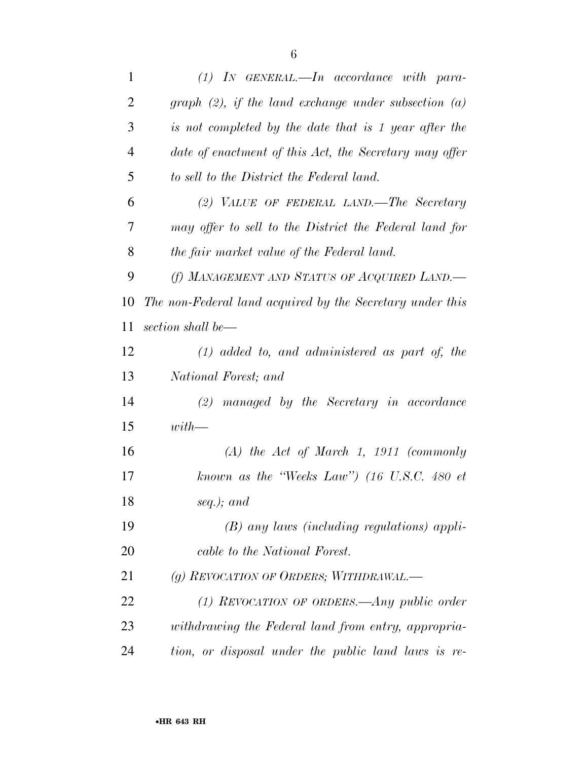*(1) IN GENERAL.—In accordance with paragraph (2), if the land exchange under subsection (a) is not completed by the date that is 1 year after the date of enactment of this Act, the Secretary may offer to sell to the District the Federal land.*

*(2) VALUE OF FEDERAL LAND.—The Secretary may offer to sell to the District the Federal land for the fair market value of the Federal land.*

*(f) MANAGEMENT AND STATUS OF ACQUIRED LAND.—The non-Federal land acquired by the Secretary under this section shall be—*

*(1) added to, and administered as part of, the National Forest; and*

*(2) managed by the Secretary in accordance with—*

*(A) the Act of March 1, 1911 (commonly known as the "Weeks Law") (16 U.S.C. 480 et seq.); and*

*(B) any laws (including regulations) applicable to the National Forest.*

*(g) REVOCATION OF ORDERS; WITHDRAWAL.—*

*(1) REVOCATION OF ORDERS.—Any public order withdrawing the Federal land from entry, appropriation, or disposal under the public land laws is re-*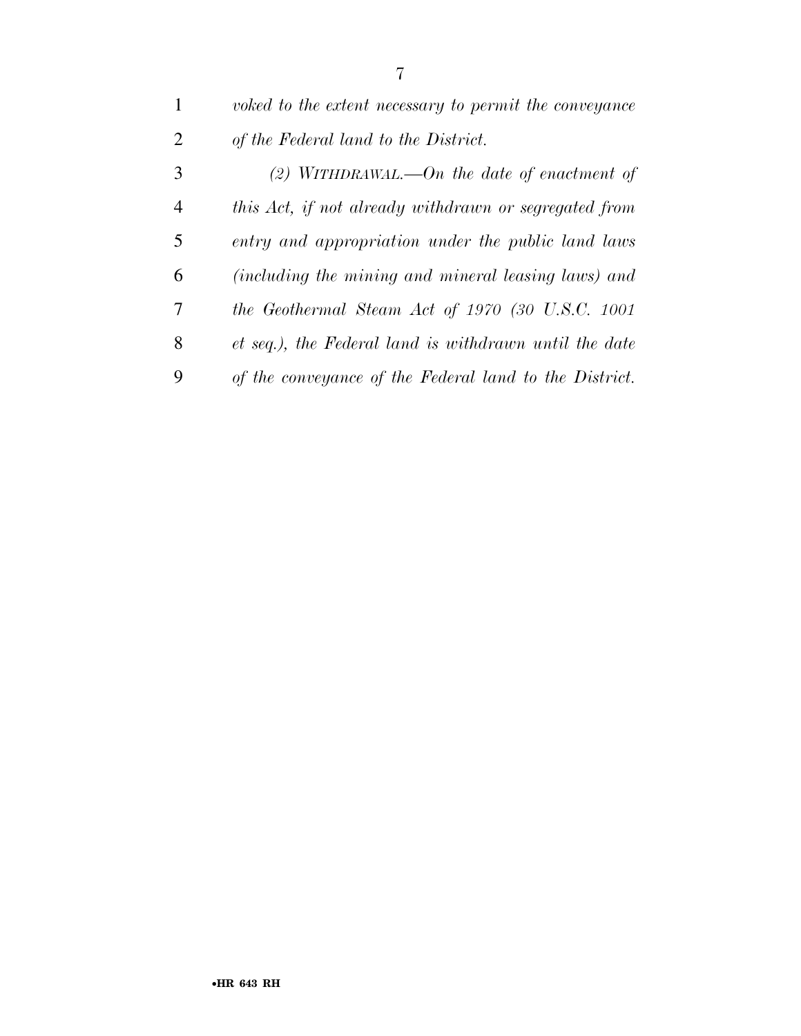*voked to the extent necessary to permit the conveyance of the Federal land to the District.*

*(2) WITHDRAWAL.—On the date of enactment of this Act, if not already withdrawn or segregated from entry and appropriation under the public land laws (including the mining and mineral leasing laws) and the Geothermal Steam Act of 1970 (30 U.S.C. 1001 et seq.), the Federal land is withdrawn until the date of the conveyance of the Federal land to the District.*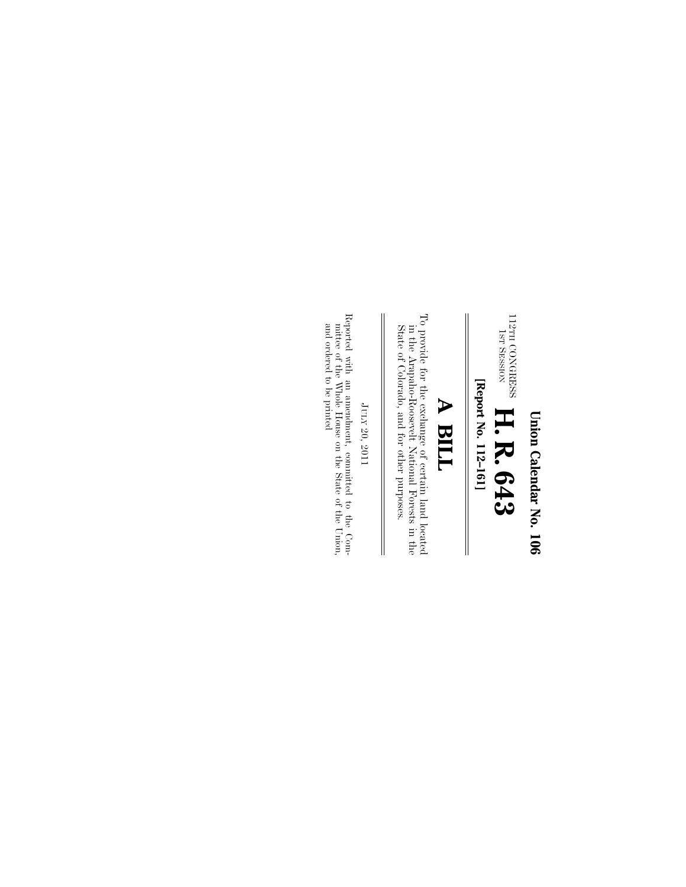**Union Calendar No. 106**

112TH CONGRESS
1ST SESSION

# H. R. 643

**[Report No. 112–161]**

---

# A BILL

To provide for the exchange of certain land located in the Arapaho-Roosevelt National Forests in the State of Colorado, and for other purposes.

---

JULY 20, 2011

Reported with an amendment, committed to the Committee of the Whole House on the State of the Union, and ordered to be printed